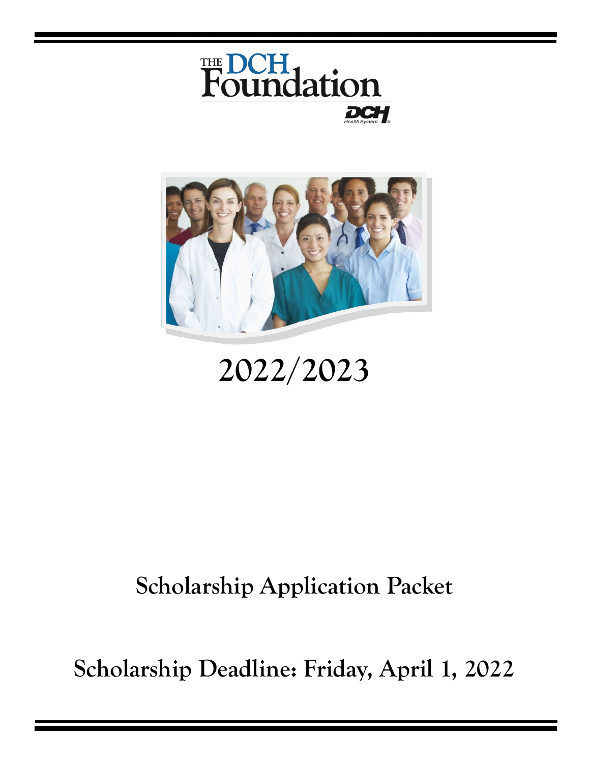THE DCH Foundation

DCH Health System

# 2022/2023

## Scholarship Application Packet

## Scholarship Deadline: Friday, April 1, 2022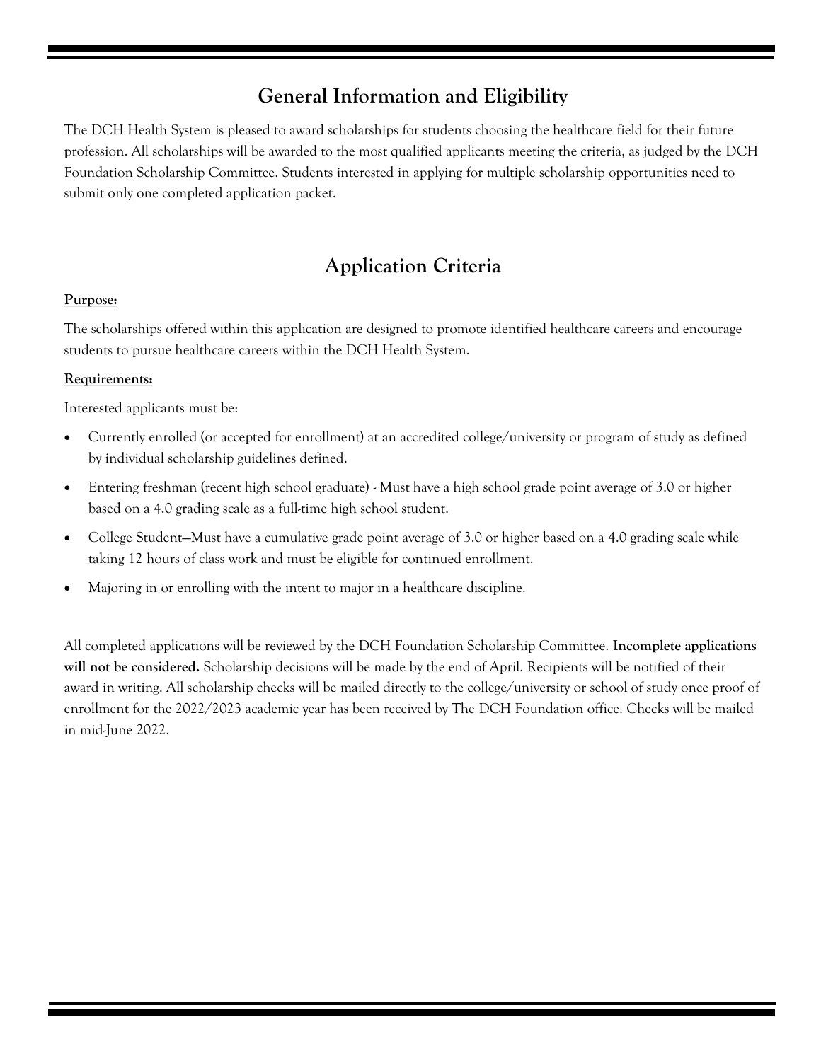## General Information and Eligibility

The DCH Health System is pleased to award scholarships for students choosing the healthcare field for their future profession. All scholarships will be awarded to the most qualified applicants meeting the criteria, as judged by the DCH Foundation Scholarship Committee. Students interested in applying for multiple scholarship opportunities need to submit only one completed application packet.

## Application Criteria

**Purpose:**

The scholarships offered within this application are designed to promote identified healthcare careers and encourage students to pursue healthcare careers within the DCH Health System.

**Requirements:**

Interested applicants must be:

- Currently enrolled (or accepted for enrollment) at an accredited college/university or program of study as defined by individual scholarship guidelines defined.
- Entering freshman (recent high school graduate) - Must have a high school grade point average of 3.0 or higher based on a 4.0 grading scale as a full-time high school student.
- College Student—Must have a cumulative grade point average of 3.0 or higher based on a 4.0 grading scale while taking 12 hours of class work and must be eligible for continued enrollment.
- Majoring in or enrolling with the intent to major in a healthcare discipline.

All completed applications will be reviewed by the DCH Foundation Scholarship Committee. **Incomplete applications will not be considered.** Scholarship decisions will be made by the end of April. Recipients will be notified of their award in writing. All scholarship checks will be mailed directly to the college/university or school of study once proof of enrollment for the 2022/2023 academic year has been received by The DCH Foundation office. Checks will be mailed in mid-June 2022.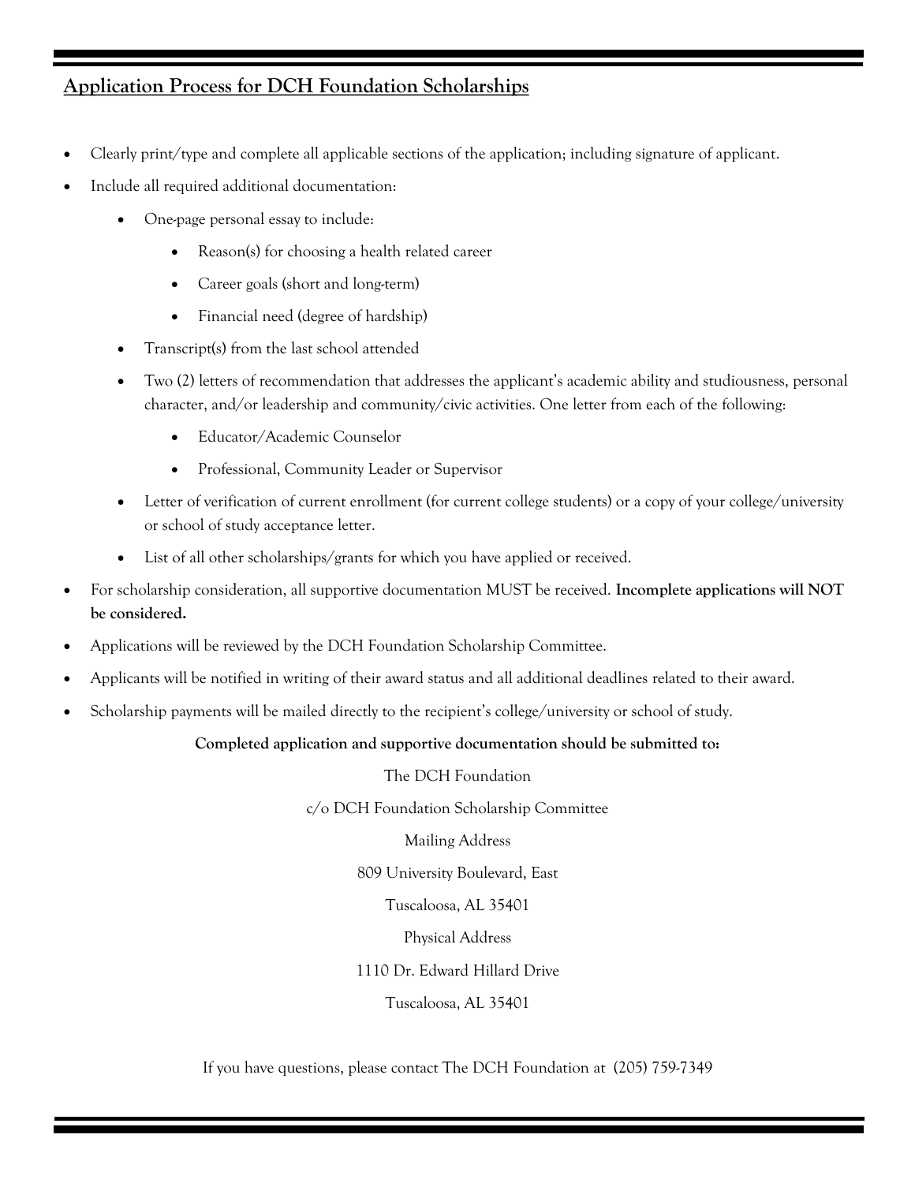## Application Process for DCH Foundation Scholarships

- Clearly print/type and complete all applicable sections of the application; including signature of applicant.
- Include all required additional documentation:
    - One-page personal essay to include:
        - Reason(s) for choosing a health related career
        - Career goals (short and long-term)
        - Financial need (degree of hardship)
    - Transcript(s) from the last school attended
    - Two (2) letters of recommendation that addresses the applicant's academic ability and studiousness, personal character, and/or leadership and community/civic activities. One letter from each of the following:
        - Educator/Academic Counselor
        - Professional, Community Leader or Supervisor
    - Letter of verification of current enrollment (for current college students) or a copy of your college/university or school of study acceptance letter.
    - List of all other scholarships/grants for which you have applied or received.
- For scholarship consideration, all supportive documentation MUST be received. **Incomplete applications will NOT be considered.**
- Applications will be reviewed by the DCH Foundation Scholarship Committee.
- Applicants will be notified in writing of their award status and all additional deadlines related to their award.
- Scholarship payments will be mailed directly to the recipient's college/university or school of study.

**Completed application and supportive documentation should be submitted to:**

The DCH Foundation

c/o DCH Foundation Scholarship Committee

Mailing Address

809 University Boulevard, East

Tuscaloosa, AL 35401

Physical Address

1110 Dr. Edward Hillard Drive

Tuscaloosa, AL 35401

If you have questions, please contact The DCH Foundation at (205) 759-7349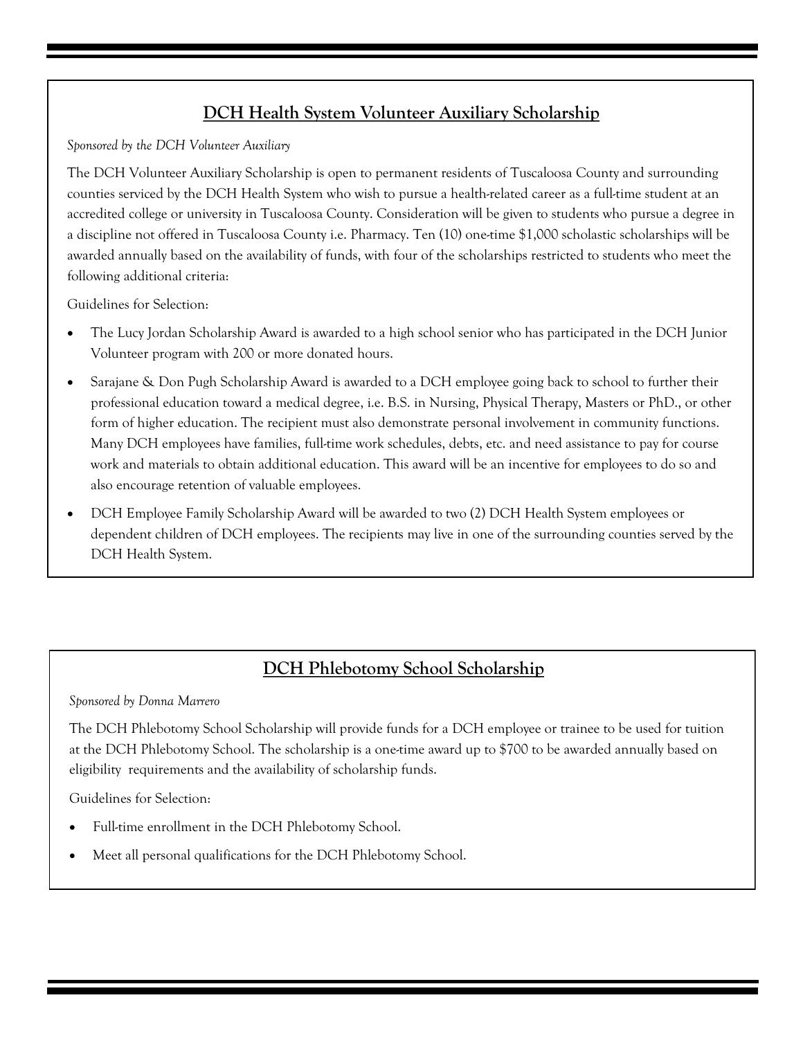## DCH Health System Volunteer Auxiliary Scholarship

*Sponsored by the DCH Volunteer Auxiliary*

The DCH Volunteer Auxiliary Scholarship is open to permanent residents of Tuscaloosa County and surrounding counties serviced by the DCH Health System who wish to pursue a health-related career as a full-time student at an accredited college or university in Tuscaloosa County. Consideration will be given to students who pursue a degree in a discipline not offered in Tuscaloosa County i.e. Pharmacy. Ten (10) one-time $1,000 scholastic scholarships will be awarded annually based on the availability of funds, with four of the scholarships restricted to students who meet the following additional criteria:

Guidelines for Selection:

- The Lucy Jordan Scholarship Award is awarded to a high school senior who has participated in the DCH Junior Volunteer program with 200 or more donated hours.
- Sarajane & Don Pugh Scholarship Award is awarded to a DCH employee going back to school to further their professional education toward a medical degree, i.e. B.S. in Nursing, Physical Therapy, Masters or PhD., or other form of higher education. The recipient must also demonstrate personal involvement in community functions. Many DCH employees have families, full-time work schedules, debts, etc. and need assistance to pay for course work and materials to obtain additional education. This award will be an incentive for employees to do so and also encourage retention of valuable employees.
- DCH Employee Family Scholarship Award will be awarded to two (2) DCH Health System employees or dependent children of DCH employees. The recipients may live in one of the surrounding counties served by the DCH Health System.

## DCH Phlebotomy School Scholarship

*Sponsored by Donna Marrero*

The DCH Phlebotomy School Scholarship will provide funds for a DCH employee or trainee to be used for tuition at the DCH Phlebotomy School. The scholarship is a one-time award up to $700 to be awarded annually based on eligibility requirements and the availability of scholarship funds.

Guidelines for Selection:

- Full-time enrollment in the DCH Phlebotomy School.
- Meet all personal qualifications for the DCH Phlebotomy School.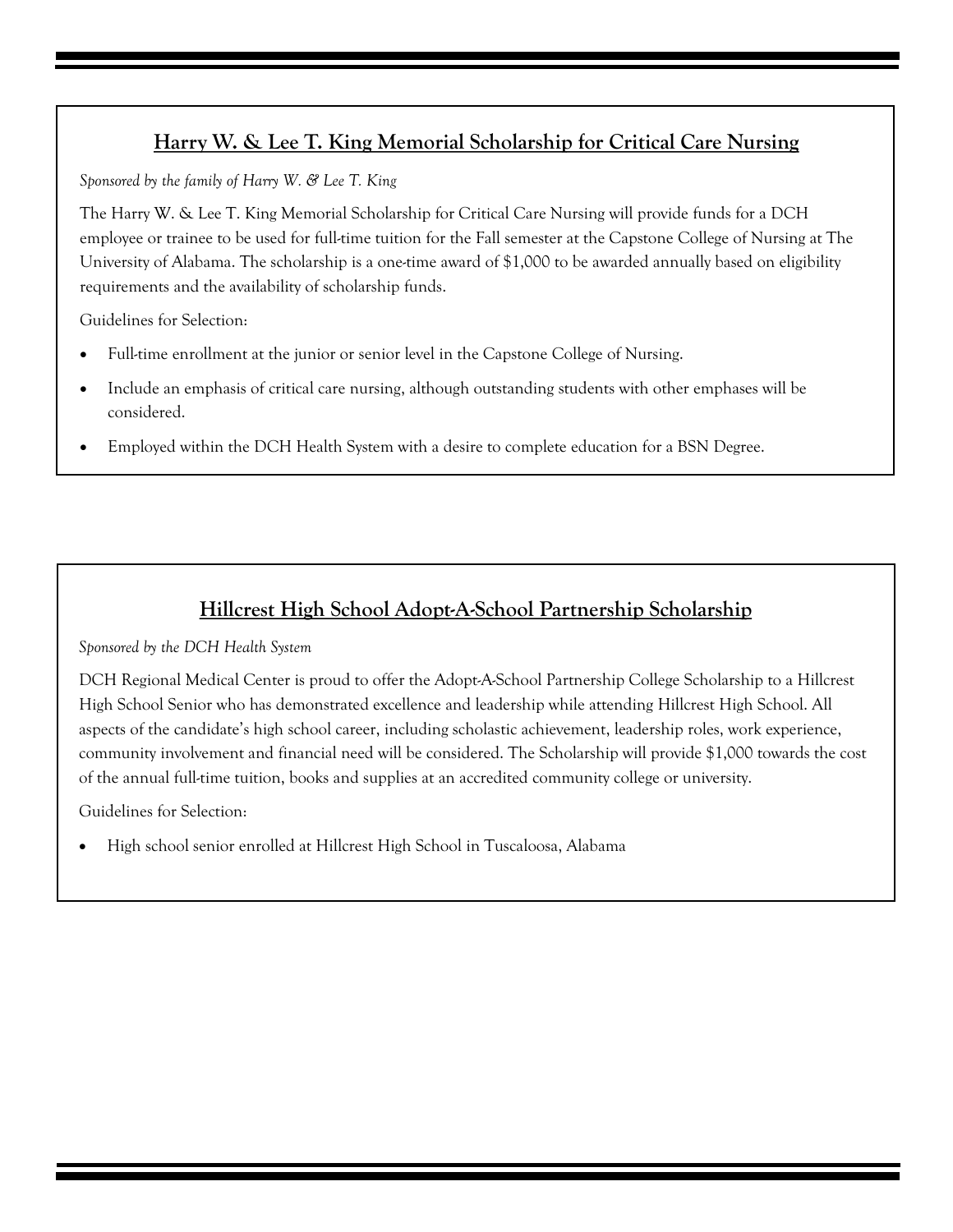## Harry W. & Lee T. King Memorial Scholarship for Critical Care Nursing

*Sponsored by the family of Harry W. & Lee T. King*

The Harry W. & Lee T. King Memorial Scholarship for Critical Care Nursing will provide funds for a DCH employee or trainee to be used for full-time tuition for the Fall semester at the Capstone College of Nursing at The University of Alabama. The scholarship is a one-time award of $1,000 to be awarded annually based on eligibility requirements and the availability of scholarship funds.

Guidelines for Selection:

- Full-time enrollment at the junior or senior level in the Capstone College of Nursing.
- Include an emphasis of critical care nursing, although outstanding students with other emphases will be considered.
- Employed within the DCH Health System with a desire to complete education for a BSN Degree.

## Hillcrest High School Adopt-A-School Partnership Scholarship

*Sponsored by the DCH Health System*

DCH Regional Medical Center is proud to offer the Adopt-A-School Partnership College Scholarship to a Hillcrest High School Senior who has demonstrated excellence and leadership while attending Hillcrest High School. All aspects of the candidate's high school career, including scholastic achievement, leadership roles, work experience, community involvement and financial need will be considered. The Scholarship will provide $1,000 towards the cost of the annual full-time tuition, books and supplies at an accredited community college or university.

Guidelines for Selection:

- High school senior enrolled at Hillcrest High School in Tuscaloosa, Alabama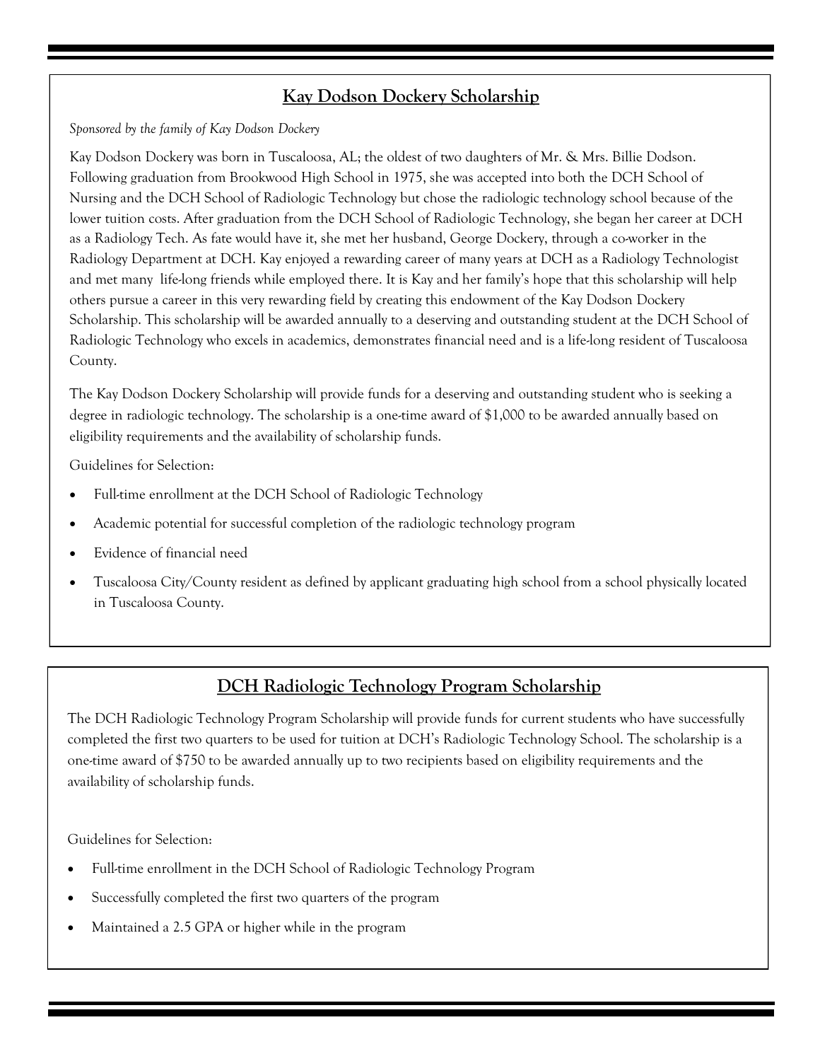## Kay Dodson Dockery Scholarship

*Sponsored by the family of Kay Dodson Dockery*

Kay Dodson Dockery was born in Tuscaloosa, AL; the oldest of two daughters of Mr. & Mrs. Billie Dodson. Following graduation from Brookwood High School in 1975, she was accepted into both the DCH School of Nursing and the DCH School of Radiologic Technology but chose the radiologic technology school because of the lower tuition costs. After graduation from the DCH School of Radiologic Technology, she began her career at DCH as a Radiology Tech. As fate would have it, she met her husband, George Dockery, through a co-worker in the Radiology Department at DCH. Kay enjoyed a rewarding career of many years at DCH as a Radiology Technologist and met many life-long friends while employed there. It is Kay and her family's hope that this scholarship will help others pursue a career in this very rewarding field by creating this endowment of the Kay Dodson Dockery Scholarship. This scholarship will be awarded annually to a deserving and outstanding student at the DCH School of Radiologic Technology who excels in academics, demonstrates financial need and is a life-long resident of Tuscaloosa County.

The Kay Dodson Dockery Scholarship will provide funds for a deserving and outstanding student who is seeking a degree in radiologic technology. The scholarship is a one-time award of $1,000 to be awarded annually based on eligibility requirements and the availability of scholarship funds.

Guidelines for Selection:

- Full-time enrollment at the DCH School of Radiologic Technology
- Academic potential for successful completion of the radiologic technology program
- Evidence of financial need
- Tuscaloosa City/County resident as defined by applicant graduating high school from a school physically located in Tuscaloosa County.

## DCH Radiologic Technology Program Scholarship

The DCH Radiologic Technology Program Scholarship will provide funds for current students who have successfully completed the first two quarters to be used for tuition at DCH's Radiologic Technology School. The scholarship is a one-time award of $750 to be awarded annually up to two recipients based on eligibility requirements and the availability of scholarship funds.

Guidelines for Selection:

- Full-time enrollment in the DCH School of Radiologic Technology Program
- Successfully completed the first two quarters of the program
- Maintained a 2.5 GPA or higher while in the program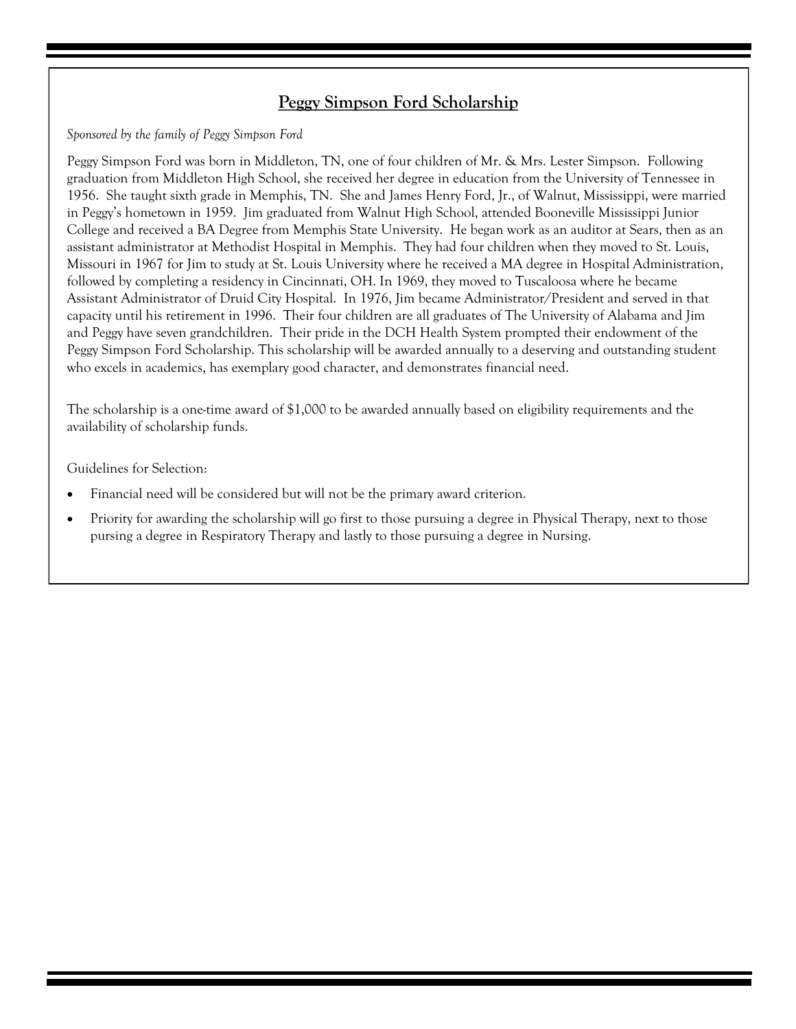## Peggy Simpson Ford Scholarship

*Sponsored by the family of Peggy Simpson Ford*

Peggy Simpson Ford was born in Middleton, TN, one of four children of Mr. & Mrs. Lester Simpson. Following graduation from Middleton High School, she received her degree in education from the University of Tennessee in 1956. She taught sixth grade in Memphis, TN. She and James Henry Ford, Jr., of Walnut, Mississippi, were married in Peggy's hometown in 1959. Jim graduated from Walnut High School, attended Booneville Mississippi Junior College and received a BA Degree from Memphis State University. He began work as an auditor at Sears, then as an assistant administrator at Methodist Hospital in Memphis. They had four children when they moved to St. Louis, Missouri in 1967 for Jim to study at St. Louis University where he received a MA degree in Hospital Administration, followed by completing a residency in Cincinnati, OH. In 1969, they moved to Tuscaloosa where he became Assistant Administrator of Druid City Hospital. In 1976, Jim became Administrator/President and served in that capacity until his retirement in 1996. Their four children are all graduates of The University of Alabama and Jim and Peggy have seven grandchildren. Their pride in the DCH Health System prompted their endowment of the Peggy Simpson Ford Scholarship. This scholarship will be awarded annually to a deserving and outstanding student who excels in academics, has exemplary good character, and demonstrates financial need.

The scholarship is a one-time award of $1,000 to be awarded annually based on eligibility requirements and the availability of scholarship funds.

Guidelines for Selection:

- Financial need will be considered but will not be the primary award criterion.
- Priority for awarding the scholarship will go first to those pursuing a degree in Physical Therapy, next to those pursing a degree in Respiratory Therapy and lastly to those pursuing a degree in Nursing.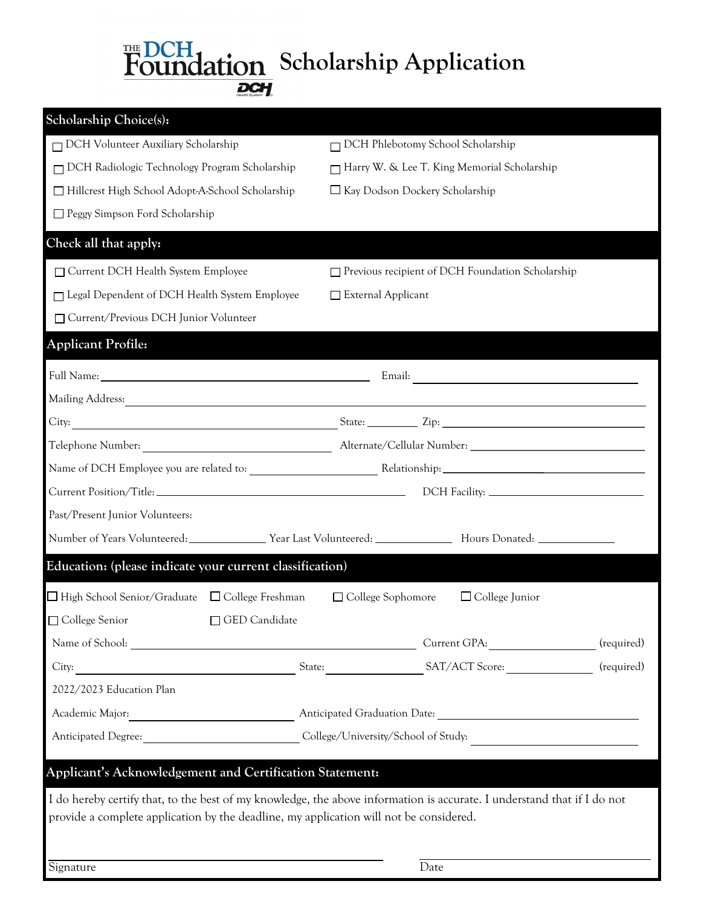# The DCH Foundation Scholarship Application

## Scholarship Choice(s):

- ☐ DCH Volunteer Auxiliary Scholarship
- ☐ DCH Phlebotomy School Scholarship
- ☐ DCH Radiologic Technology Program Scholarship
- ☐ Harry W. & Lee T. King Memorial Scholarship
- ☐ Hillcrest High School Adopt-A-School Scholarship
- ☐ Kay Dodson Dockery Scholarship
- ☐ Peggy Simpson Ford Scholarship

## Check all that apply:

- ☐ Current DCH Health System Employee
- ☐ Previous recipient of DCH Foundation Scholarship
- ☐ Legal Dependent of DCH Health System Employee
- ☐ External Applicant
- ☐ Current/Previous DCH Junior Volunteer

## Applicant Profile:

Full Name: ______________________ Email: ______________________

Mailing Address: ______________________

City: ______________________ State: ________ Zip: ______________________

Telephone Number: ______________________ Alternate/Cellular Number: ______________________

Name of DCH Employee you are related to: ______________________ Relationship: ______________________

Current Position/Title: ______________________ DCH Facility: ______________________

Past/Present Junior Volunteers:

Number of Years Volunteered: __________ Year Last Volunteered: __________ Hours Donated: __________

## Education: (please indicate your current classification)

- ☐ High School Senior/Graduate
- ☐ College Freshman
- ☐ College Sophomore
- ☐ College Junior
- ☐ College Senior
- ☐ GED Candidate

Name of School: ______________________ Current GPA: __________ (required)

City: ______________________ State: __________ SAT/ACT Score: __________ (required)

2022/2023 Education Plan

Academic Major: ______________________ Anticipated Graduation Date: ______________________

Anticipated Degree: ______________________ College/University/School of Study: ______________________

## Applicant's Acknowledgement and Certification Statement:

I do hereby certify that, to the best of my knowledge, the above information is accurate. I understand that if I do not provide a complete application by the deadline, my application will not be considered.

______________________ ______________________

Signature Date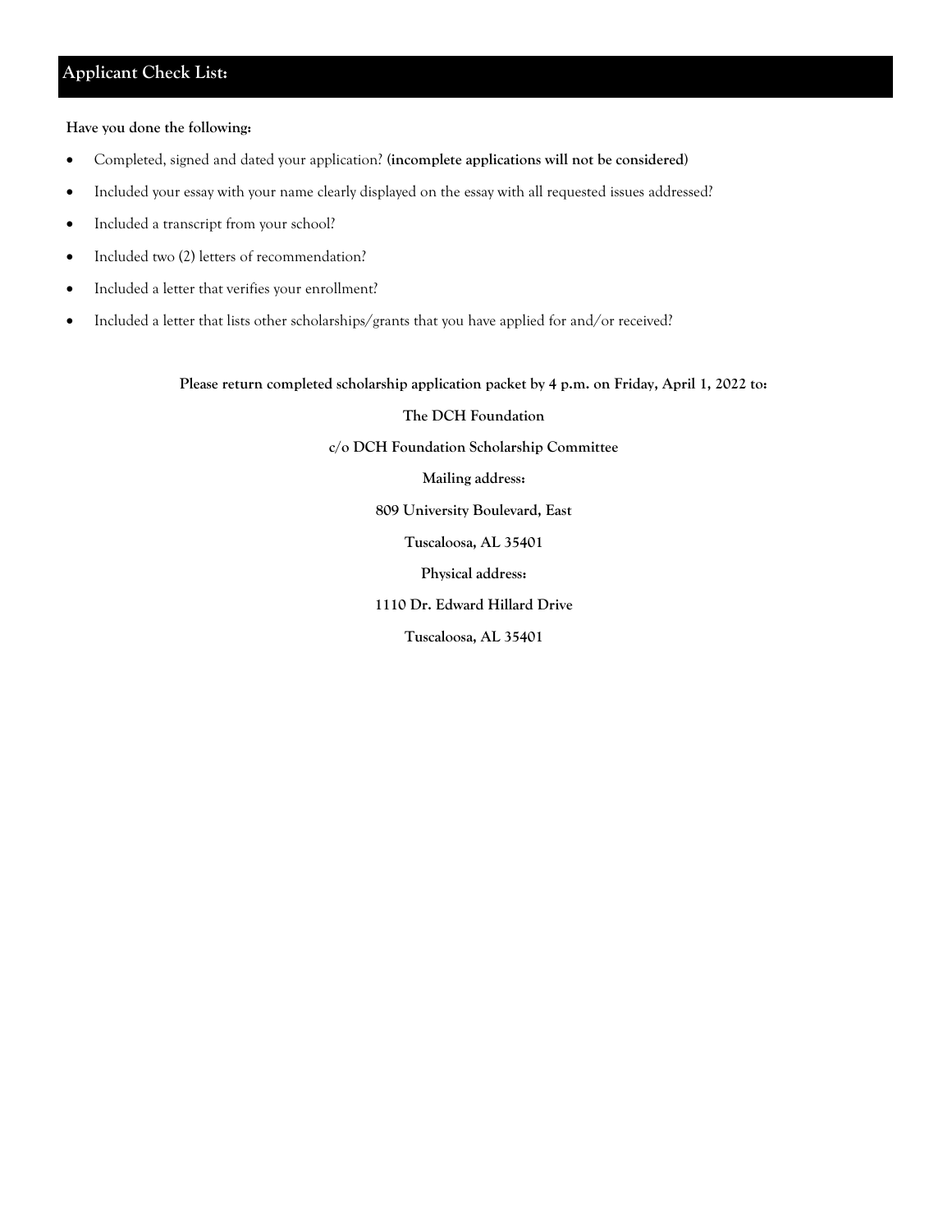## Applicant Check List:

**Have you done the following:**

- Completed, signed and dated your application? **(incomplete applications will not be considered)**
- Included your essay with your name clearly displayed on the essay with all requested issues addressed?
- Included a transcript from your school?
- Included two (2) letters of recommendation?
- Included a letter that verifies your enrollment?
- Included a letter that lists other scholarships/grants that you have applied for and/or received?

**Please return completed scholarship application packet by 4 p.m. on Friday, April 1, 2022 to:**

**The DCH Foundation**

**c/o DCH Foundation Scholarship Committee**

**Mailing address:**

**809 University Boulevard, East**

**Tuscaloosa, AL 35401**

**Physical address:**

**1110 Dr. Edward Hillard Drive**

**Tuscaloosa, AL 35401**